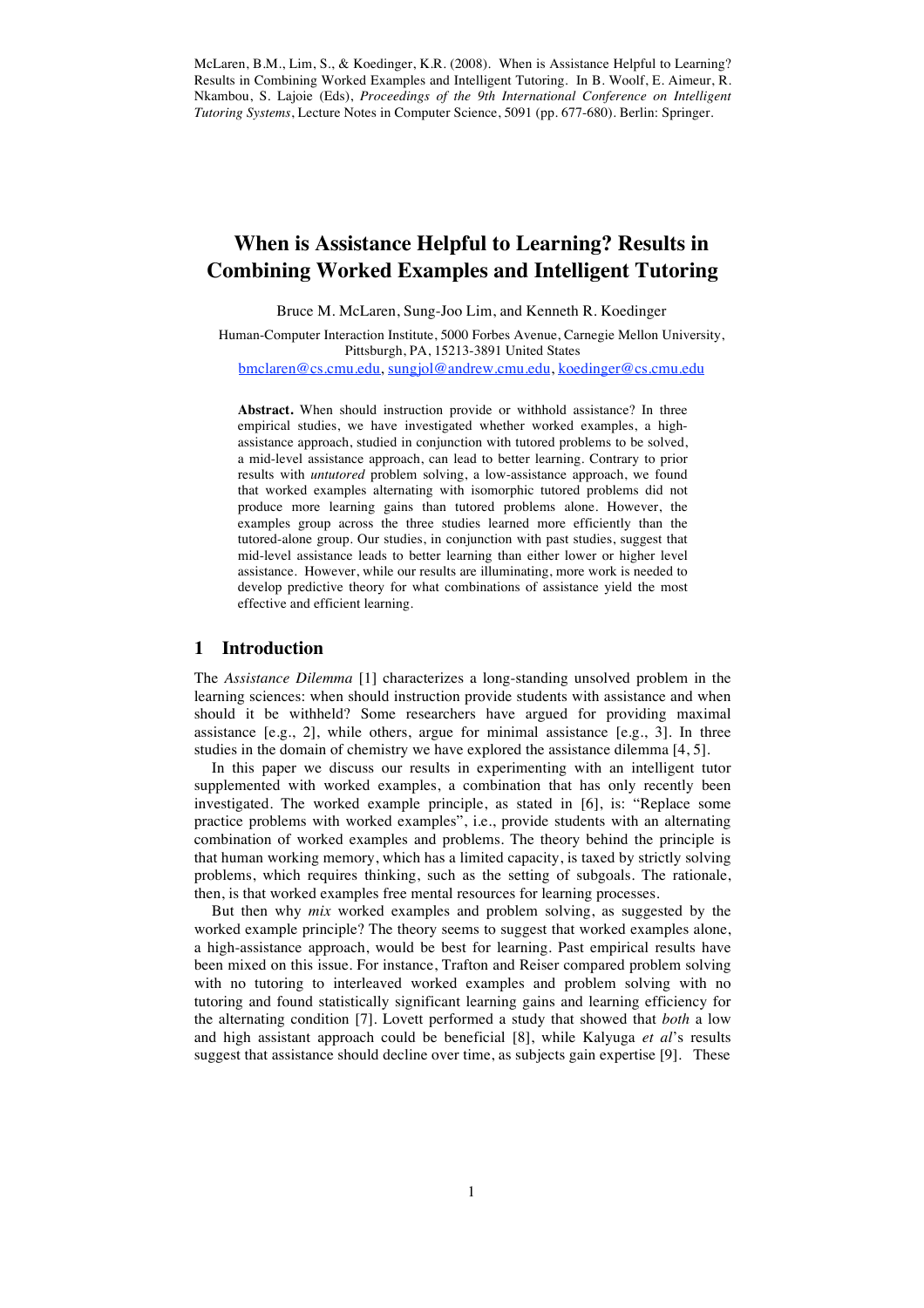McLaren, B.M., Lim, S., & Koedinger, K.R. (2008). When is Assistance Helpful to Learning? Results in Combining Worked Examples and Intelligent Tutoring. In B. Woolf, E. Aimeur, R. Nkambou, S. Lajoie (Eds), *Proceedings of the 9th International Conference on Intelligent Tutoring Systems*, Lecture Notes in Computer Science, 5091 (pp. 677-680). Berlin: Springer.

# When is Assistance Helpful to Learning? Results in Combining Worked Examples and Intelligent Tutoring

Bruce M. McLaren, Sung-Joo Lim, and Kenneth R. Koedinger

Human-Computer Interaction Institute, 5000 Forbes Avenue, Carnegie Mellon University, Pittsburgh, PA, 15213-3891 United States

bmclaren@cs.cmu.edu, sungjol@andrew.cmu.edu, koedinger@cs.cmu.edu

**Abstract.** When should instruction provide or withhold assistance? In three empirical studies, we have investigated whether worked examples, a high-assistance approach, studied in conjunction with tutored problems to be solved, a mid-level assistance approach, can lead to better learning. Contrary to prior results with *untutored* problem solving, a low-assistance approach, we found that worked examples alternating with isomorphic tutored problems did not produce more learning gains than tutored problems alone. However, the examples group across the three studies learned more efficiently than the tutored-alone group. Our studies, in conjunction with past studies, suggest that mid-level assistance leads to better learning than either lower or higher level assistance. However, while our results are illuminating, more work is needed to develop predictive theory for what combinations of assistance yield the most effective and efficient learning.

## 1 Introduction

The *Assistance Dilemma* [1] characterizes a long-standing unsolved problem in the learning sciences: when should instruction provide students with assistance and when should it be withheld? Some researchers have argued for providing maximal assistance [e.g., 2], while others, argue for minimal assistance [e.g., 3]. In three studies in the domain of chemistry we have explored the assistance dilemma [4, 5].

In this paper we discuss our results in experimenting with an intelligent tutor supplemented with worked examples, a combination that has only recently been investigated. The worked example principle, as stated in [6], is: "Replace some practice problems with worked examples", i.e., provide students with an alternating combination of worked examples and problems. The theory behind the principle is that human working memory, which has a limited capacity, is taxed by strictly solving problems, which requires thinking, such as the setting of subgoals. The rationale, then, is that worked examples free mental resources for learning processes.

But then why *mix* worked examples and problem solving, as suggested by the worked example principle? The theory seems to suggest that worked examples alone, a high-assistance approach, would be best for learning. Past empirical results have been mixed on this issue. For instance, Trafton and Reiser compared problem solving with no tutoring to interleaved worked examples and problem solving with no tutoring and found statistically significant learning gains and learning efficiency for the alternating condition [7]. Lovett performed a study that showed that *both* a low and high assistant approach could be beneficial [8], while Kalyuga *et al*'s results suggest that assistance should decline over time, as subjects gain expertise [9]. These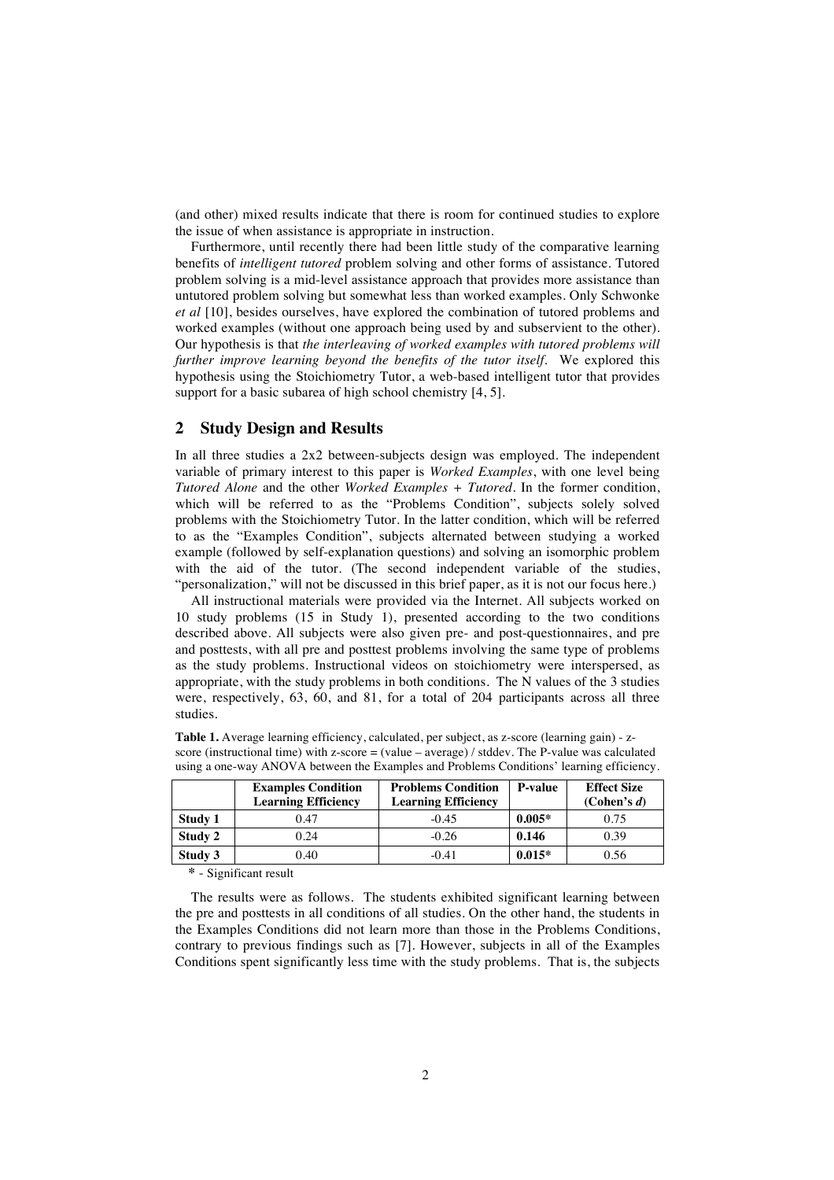(and other) mixed results indicate that there is room for continued studies to explore the issue of when assistance is appropriate in instruction.

Furthermore, until recently there had been little study of the comparative learning benefits of *intelligent tutored* problem solving and other forms of assistance. Tutored problem solving is a mid-level assistance approach that provides more assistance than untutored problem solving but somewhat less than worked examples. Only Schwonke *et al* [10], besides ourselves, have explored the combination of tutored problems and worked examples (without one approach being used by and subservient to the other). Our hypothesis is that *the interleaving of worked examples with tutored problems will further improve learning beyond the benefits of the tutor itself*. We explored this hypothesis using the Stoichiometry Tutor, a web-based intelligent tutor that provides support for a basic subarea of high school chemistry [4, 5].

## 2 Study Design and Results

In all three studies a 2x2 between-subjects design was employed. The independent variable of primary interest to this paper is *Worked Examples*, with one level being *Tutored Alone* and the other *Worked Examples + Tutored*. In the former condition, which will be referred to as the "Problems Condition", subjects solely solved problems with the Stoichiometry Tutor. In the latter condition, which will be referred to as the "Examples Condition", subjects alternated between studying a worked example (followed by self-explanation questions) and solving an isomorphic problem with the aid of the tutor. (The second independent variable of the studies, "personalization," will not be discussed in this brief paper, as it is not our focus here.)

All instructional materials were provided via the Internet. All subjects worked on 10 study problems (15 in Study 1), presented according to the two conditions described above. All subjects were also given pre- and post-questionnaires, and pre and posttests, with all pre and posttest problems involving the same type of problems as the study problems. Instructional videos on stoichiometry were interspersed, as appropriate, with the study problems in both conditions. The N values of the 3 studies were, respectively, 63, 60, and 81, for a total of 204 participants across all three studies.

**Table 1.** Average learning efficiency, calculated, per subject, as z-score (learning gain) - z-score (instructional time) with z-score = (value – average) / stddev. The P-value was calculated using a one-way ANOVA between the Examples and Problems Conditions' learning efficiency.

| | **Examples Condition Learning Efficiency** | **Problems Condition Learning Efficiency** | **P-value** | **Effect Size (Cohen's *d*)** |
|---|---|---|---|---|
| **Study 1** | 0.47 | -0.45 | **0.005*** | 0.75 |
| **Study 2** | 0.24 | -0.26 | **0.146** | 0.39 |
| **Study 3** | 0.40 | -0.41 | **0.015*** | 0.56 |

\* - Significant result

The results were as follows. The students exhibited significant learning between the pre and posttests in all conditions of all studies. On the other hand, the students in the Examples Conditions did not learn more than those in the Problems Conditions, contrary to previous findings such as [7]. However, subjects in all of the Examples Conditions spent significantly less time with the study problems. That is, the subjects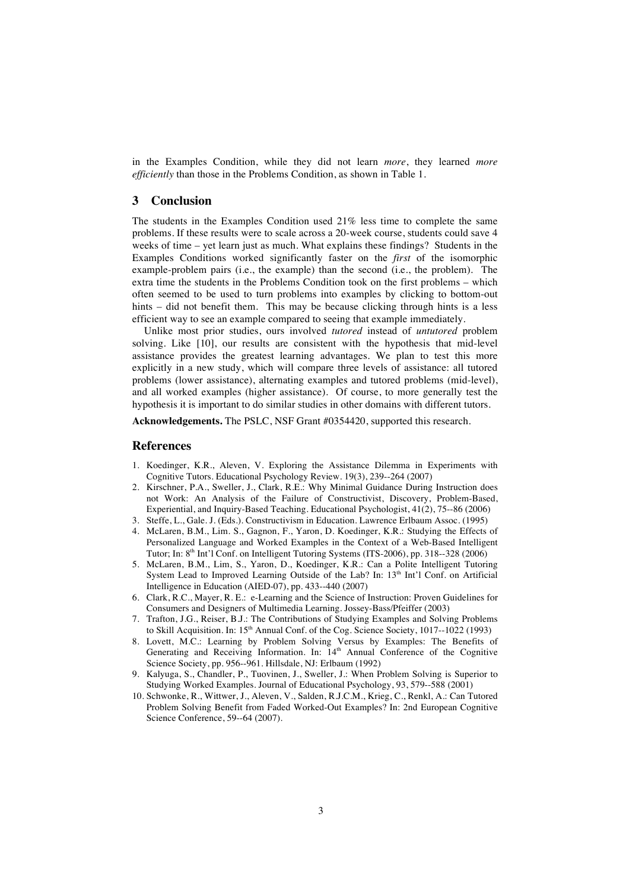in the Examples Condition, while they did not learn *more*, they learned *more efficiently* than those in the Problems Condition, as shown in Table 1.

## 3 Conclusion

The students in the Examples Condition used 21% less time to complete the same problems. If these results were to scale across a 20-week course, students could save 4 weeks of time – yet learn just as much. What explains these findings? Students in the Examples Conditions worked significantly faster on the *first* of the isomorphic example-problem pairs (i.e., the example) than the second (i.e., the problem). The extra time the students in the Problems Condition took on the first problems – which often seemed to be used to turn problems into examples by clicking to bottom-out hints – did not benefit them. This may be because clicking through hints is a less efficient way to see an example compared to seeing that example immediately.

Unlike most prior studies, ours involved *tutored* instead of *untutored* problem solving. Like [10], our results are consistent with the hypothesis that mid-level assistance provides the greatest learning advantages. We plan to test this more explicitly in a new study, which will compare three levels of assistance: all tutored problems (lower assistance), alternating examples and tutored problems (mid-level), and all worked examples (higher assistance). Of course, to more generally test the hypothesis it is important to do similar studies in other domains with different tutors.

**Acknowledgements.** The PSLC, NSF Grant #0354420, supported this research.

## References

1. Koedinger, K.R., Aleven, V. Exploring the Assistance Dilemma in Experiments with Cognitive Tutors. Educational Psychology Review. 19(3), 239--264 (2007)
2. Kirschner, P.A., Sweller, J., Clark, R.E.: Why Minimal Guidance During Instruction does not Work: An Analysis of the Failure of Constructivist, Discovery, Problem-Based, Experiential, and Inquiry-Based Teaching. Educational Psychologist, 41(2), 75--86 (2006)
3. Steffe, L., Gale. J. (Eds.). Constructivism in Education. Lawrence Erlbaum Assoc. (1995)
4. McLaren, B.M., Lim. S., Gagnon, F., Yaron, D. Koedinger, K.R.: Studying the Effects of Personalized Language and Worked Examples in the Context of a Web-Based Intelligent Tutor; In: 8th Int'l Conf. on Intelligent Tutoring Systems (ITS-2006), pp. 318--328 (2006)
5. McLaren, B.M., Lim, S., Yaron, D., Koedinger, K.R.: Can a Polite Intelligent Tutoring System Lead to Improved Learning Outside of the Lab? In: 13th Int'l Conf. on Artificial Intelligence in Education (AIED-07), pp. 433--440 (2007)
6. Clark, R.C., Mayer, R. E.: e-Learning and the Science of Instruction: Proven Guidelines for Consumers and Designers of Multimedia Learning. Jossey-Bass/Pfeiffer (2003)
7. Trafton, J.G., Reiser, B.J.: The Contributions of Studying Examples and Solving Problems to Skill Acquisition. In: 15th Annual Conf. of the Cog. Science Society, 1017--1022 (1993)
8. Lovett, M.C.: Learning by Problem Solving Versus by Examples: The Benefits of Generating and Receiving Information. In: 14th Annual Conference of the Cognitive Science Society, pp. 956--961. Hillsdale, NJ: Erlbaum (1992)
9. Kalyuga, S., Chandler, P., Tuovinen, J., Sweller, J.: When Problem Solving is Superior to Studying Worked Examples. Journal of Educational Psychology, 93, 579--588 (2001)
10. Schwonke, R., Wittwer, J., Aleven, V., Salden, R.J.C.M., Krieg, C., Renkl, A.: Can Tutored Problem Solving Benefit from Faded Worked-Out Examples? In: 2nd European Cognitive Science Conference, 59--64 (2007).